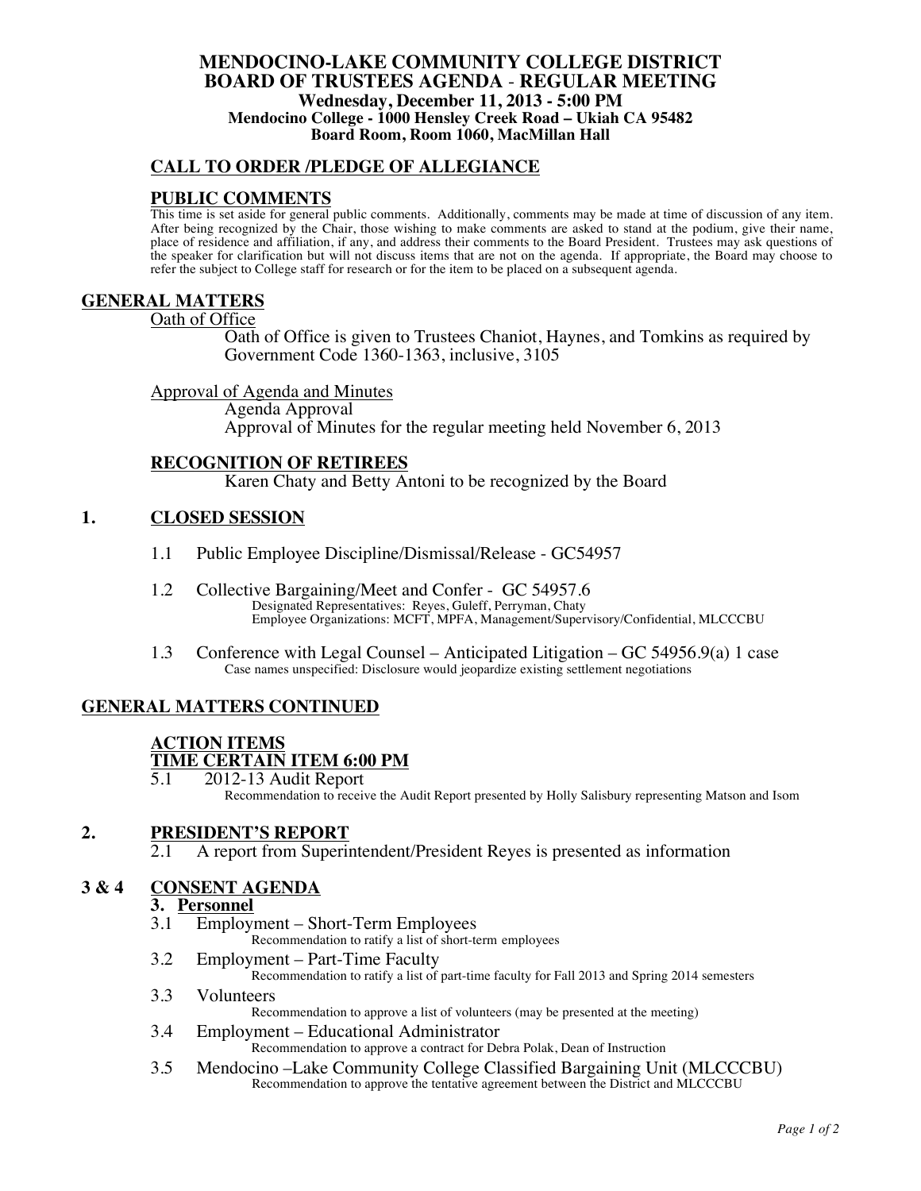# MENDOCINO-LAKE COMMUNITY COLLEGE DISTRICT
# BOARD OF TRUSTEES AGENDA - REGULAR MEETING

**Wednesday, December 11, 2013 - 5:00 PM**
**Mendocino College - 1000 Hensley Creek Road – Ukiah CA 95482**
**Board Room, Room 1060, MacMillan Hall**

## CALL TO ORDER /PLEDGE OF ALLEGIANCE

## PUBLIC COMMENTS

This time is set aside for general public comments. Additionally, comments may be made at time of discussion of any item. After being recognized by the Chair, those wishing to make comments are asked to stand at the podium, give their name, place of residence and affiliation, if any, and address their comments to the Board President. Trustees may ask questions of the speaker for clarification but will not discuss items that are not on the agenda. If appropriate, the Board may choose to refer the subject to College staff for research or for the item to be placed on a subsequent agenda.

## GENERAL MATTERS

Oath of Office

Oath of Office is given to Trustees Chaniot, Haynes, and Tomkins as required by Government Code 1360-1363, inclusive, 3105

Approval of Agenda and Minutes

Agenda Approval

Approval of Minutes for the regular meeting held November 6, 2013

## RECOGNITION OF RETIREES

Karen Chaty and Betty Antoni to be recognized by the Board

## 1. CLOSED SESSION

1.1 Public Employee Discipline/Dismissal/Release - GC54957

1.2 Collective Bargaining/Meet and Confer - GC 54957.6

Designated Representatives: Reyes, Guleff, Perryman, Chaty

Employee Organizations: MCFT, MPFA, Management/Supervisory/Confidential, MLCCCBU

1.3 Conference with Legal Counsel – Anticipated Litigation – GC 54956.9(a) 1 case

Case names unspecified: Disclosure would jeopardize existing settlement negotiations

## GENERAL MATTERS CONTINUED

### ACTION ITEMS
### TIME CERTAIN ITEM 6:00 PM

5.1 2012-13 Audit Report

Recommendation to receive the Audit Report presented by Holly Salisbury representing Matson and Isom

## 2. PRESIDENT'S REPORT

2.1 A report from Superintendent/President Reyes is presented as information

## 3 & 4 CONSENT AGENDA

### 3. Personnel

3.1 Employment – Short-Term Employees

Recommendation to ratify a list of short-term employees

3.2 Employment – Part-Time Faculty

Recommendation to ratify a list of part-time faculty for Fall 2013 and Spring 2014 semesters

3.3 Volunteers

Recommendation to approve a list of volunteers (may be presented at the meeting)

3.4 Employment – Educational Administrator

Recommendation to approve a contract for Debra Polak, Dean of Instruction

3.5 Mendocino –Lake Community College Classified Bargaining Unit (MLCCCBU)

Recommendation to approve the tentative agreement between the District and MLCCCBU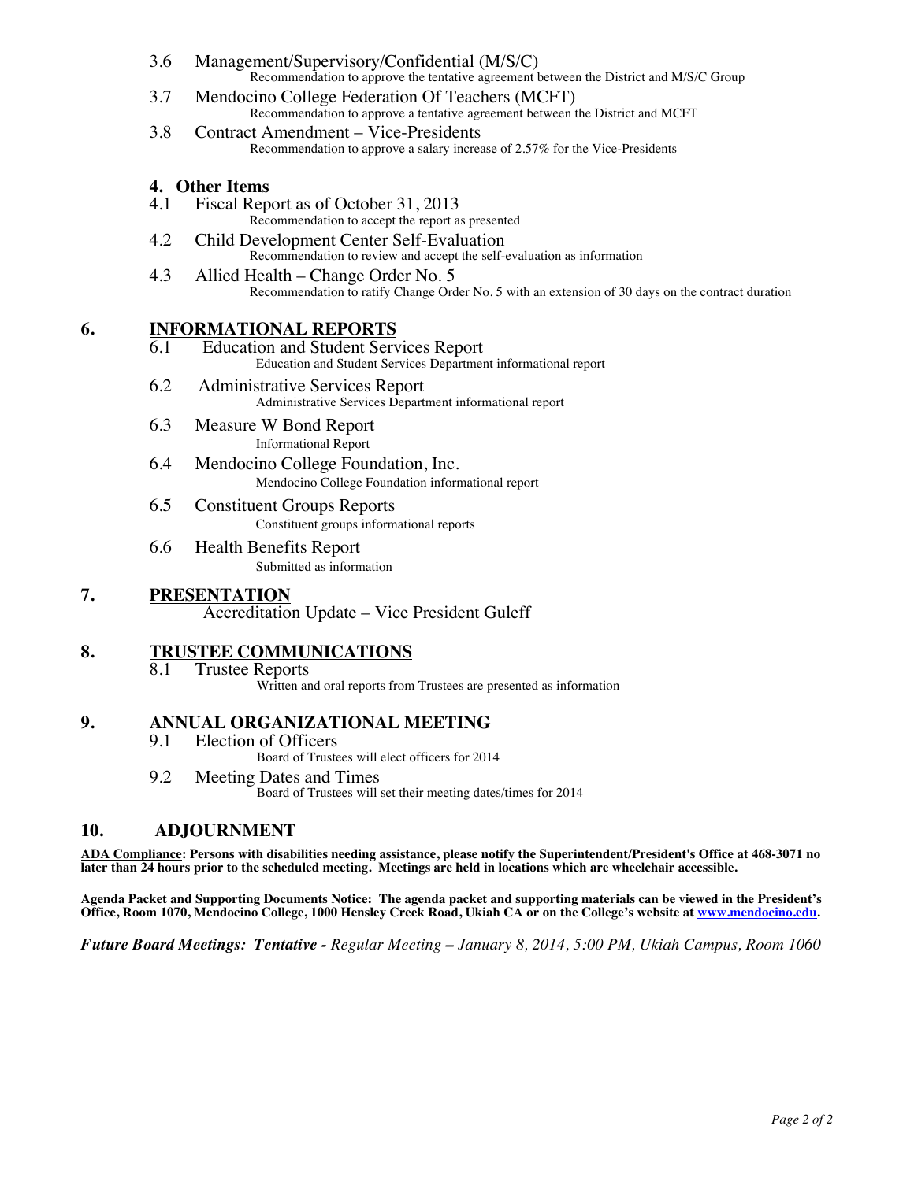3.6 Management/Supervisory/Confidential (M/S/C)
Recommendation to approve the tentative agreement between the District and M/S/C Group

3.7 Mendocino College Federation Of Teachers (MCFT)
Recommendation to approve a tentative agreement between the District and MCFT

3.8 Contract Amendment – Vice-Presidents
Recommendation to approve a salary increase of 2.57% for the Vice-Presidents

**4. Other Items**

4.1 Fiscal Report as of October 31, 2013
Recommendation to accept the report as presented

4.2 Child Development Center Self-Evaluation
Recommendation to review and accept the self-evaluation as information

4.3 Allied Health – Change Order No. 5
Recommendation to ratify Change Order No. 5 with an extension of 30 days on the contract duration

## 6. INFORMATIONAL REPORTS

6.1 Education and Student Services Report
Education and Student Services Department informational report

6.2 Administrative Services Report
Administrative Services Department informational report

6.3 Measure W Bond Report
Informational Report

6.4 Mendocino College Foundation, Inc.
Mendocino College Foundation informational report

6.5 Constituent Groups Reports
Constituent groups informational reports

6.6 Health Benefits Report
Submitted as information

## 7. PRESENTATION

Accreditation Update – Vice President Guleff

## 8. TRUSTEE COMMUNICATIONS

8.1 Trustee Reports
Written and oral reports from Trustees are presented as information

## 9. ANNUAL ORGANIZATIONAL MEETING

9.1 Election of Officers
Board of Trustees will elect officers for 2014

9.2 Meeting Dates and Times
Board of Trustees will set their meeting dates/times for 2014

## 10. ADJOURNMENT

**ADA Compliance: Persons with disabilities needing assistance, please notify the Superintendent/President's Office at 468-3071 no later than 24 hours prior to the scheduled meeting. Meetings are held in locations which are wheelchair accessible.**

**Agenda Packet and Supporting Documents Notice: The agenda packet and supporting materials can be viewed in the President's Office, Room 1070, Mendocino College, 1000 Hensley Creek Road, Ukiah CA or on the College's website at www.mendocino.edu.**

***Future Board Meetings: Tentative -*** *Regular Meeting* ***–*** *January 8, 2014, 5:00 PM, Ukiah Campus, Room 1060*